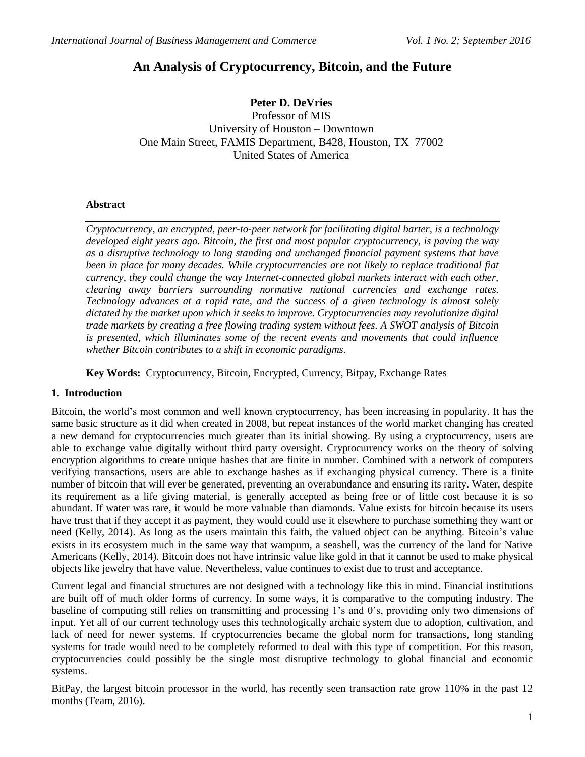# An Analysis of Cryptocurrency, Bitcoin, and the Future

**Peter D. DeVries**
Professor of MIS
University of Houston – Downtown
One Main Street, FAMIS Department, B428, Houston, TX 77002
United States of America

### Abstract

*Cryptocurrency, an encrypted, peer-to-peer network for facilitating digital barter, is a technology developed eight years ago. Bitcoin, the first and most popular cryptocurrency, is paving the way as a disruptive technology to long standing and unchanged financial payment systems that have been in place for many decades. While cryptocurrencies are not likely to replace traditional fiat currency, they could change the way Internet-connected global markets interact with each other, clearing away barriers surrounding normative national currencies and exchange rates. Technology advances at a rapid rate, and the success of a given technology is almost solely dictated by the market upon which it seeks to improve. Cryptocurrencies may revolutionize digital trade markets by creating a free flowing trading system without fees. A SWOT analysis of Bitcoin is presented, which illuminates some of the recent events and movements that could influence whether Bitcoin contributes to a shift in economic paradigms.*

**Key Words:** Cryptocurrency, Bitcoin, Encrypted, Currency, Bitpay, Exchange Rates

## 1. Introduction

Bitcoin, the world's most common and well known cryptocurrency, has been increasing in popularity. It has the same basic structure as it did when created in 2008, but repeat instances of the world market changing has created a new demand for cryptocurrencies much greater than its initial showing. By using a cryptocurrency, users are able to exchange value digitally without third party oversight. Cryptocurrency works on the theory of solving encryption algorithms to create unique hashes that are finite in number. Combined with a network of computers verifying transactions, users are able to exchange hashes as if exchanging physical currency. There is a finite number of bitcoin that will ever be generated, preventing an overabundance and ensuring its rarity. Water, despite its requirement as a life giving material, is generally accepted as being free or of little cost because it is so abundant. If water was rare, it would be more valuable than diamonds. Value exists for bitcoin because its users have trust that if they accept it as payment, they would could use it elsewhere to purchase something they want or need (Kelly, 2014). As long as the users maintain this faith, the valued object can be anything. Bitcoin's value exists in its ecosystem much in the same way that wampum, a seashell, was the currency of the land for Native Americans (Kelly, 2014). Bitcoin does not have intrinsic value like gold in that it cannot be used to make physical objects like jewelry that have value. Nevertheless, value continues to exist due to trust and acceptance.

Current legal and financial structures are not designed with a technology like this in mind. Financial institutions are built off of much older forms of currency. In some ways, it is comparative to the computing industry. The baseline of computing still relies on transmitting and processing 1's and 0's, providing only two dimensions of input. Yet all of our current technology uses this technologically archaic system due to adoption, cultivation, and lack of need for newer systems. If cryptocurrencies became the global norm for transactions, long standing systems for trade would need to be completely reformed to deal with this type of competition. For this reason, cryptocurrencies could possibly be the single most disruptive technology to global financial and economic systems.

BitPay, the largest bitcoin processor in the world, has recently seen transaction rate grow 110% in the past 12 months (Team, 2016).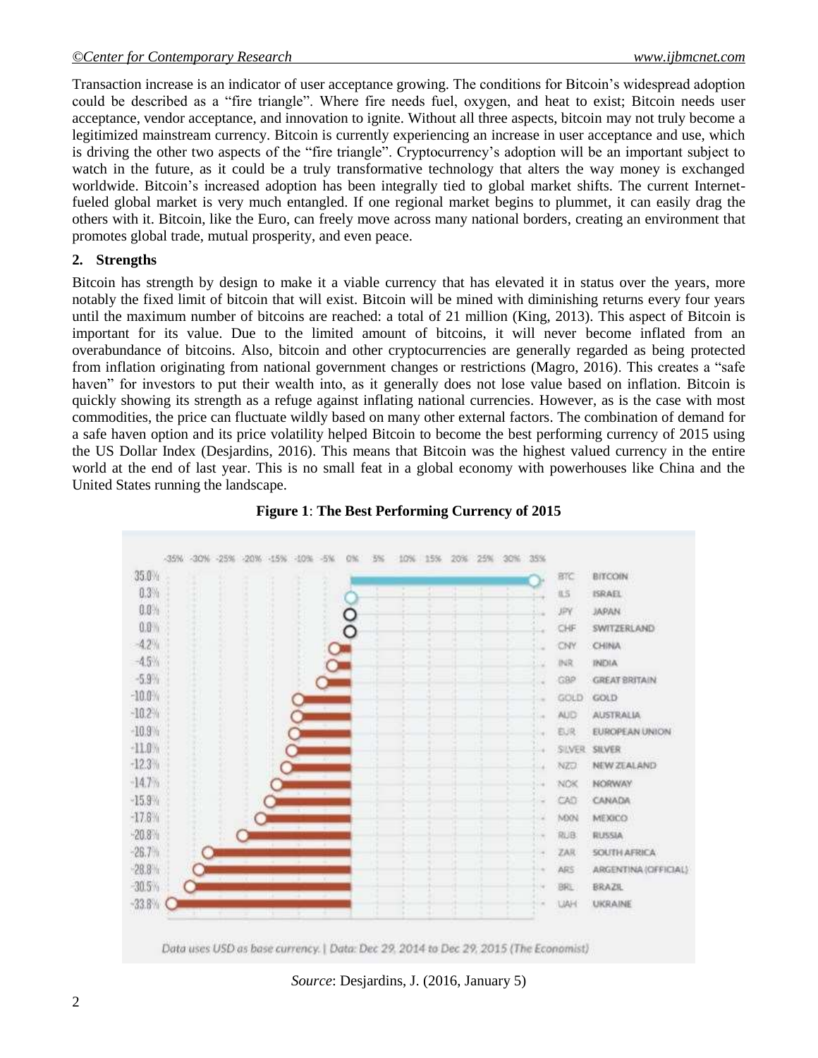Transaction increase is an indicator of user acceptance growing. The conditions for Bitcoin's widespread adoption could be described as a "fire triangle". Where fire needs fuel, oxygen, and heat to exist; Bitcoin needs user acceptance, vendor acceptance, and innovation to ignite. Without all three aspects, bitcoin may not truly become a legitimized mainstream currency. Bitcoin is currently experiencing an increase in user acceptance and use, which is driving the other two aspects of the "fire triangle". Cryptocurrency's adoption will be an important subject to watch in the future, as it could be a truly transformative technology that alters the way money is exchanged worldwide. Bitcoin's increased adoption has been integrally tied to global market shifts. The current Internet-fueled global market is very much entangled. If one regional market begins to plummet, it can easily drag the others with it. Bitcoin, like the Euro, can freely move across many national borders, creating an environment that promotes global trade, mutual prosperity, and even peace.

## 2. Strengths

Bitcoin has strength by design to make it a viable currency that has elevated it in status over the years, more notably the fixed limit of bitcoin that will exist. Bitcoin will be mined with diminishing returns every four years until the maximum number of bitcoins are reached: a total of 21 million (King, 2013). This aspect of Bitcoin is important for its value. Due to the limited amount of bitcoins, it will never become inflated from an overabundance of bitcoins. Also, bitcoin and other cryptocurrencies are generally regarded as being protected from inflation originating from national government changes or restrictions (Magro, 2016). This creates a "safe haven" for investors to put their wealth into, as it generally does not lose value based on inflation. Bitcoin is quickly showing its strength as a refuge against inflating national currencies. However, as is the case with most commodities, the price can fluctuate wildly based on many other external factors. The combination of demand for a safe haven option and its price volatility helped Bitcoin to become the best performing currency of 2015 using the US Dollar Index (Desjardins, 2016). This means that Bitcoin was the highest valued currency in the entire world at the end of last year. This is no small feat in a global economy with powerhouses like China and the United States running the landscape.

**Figure 1**: **The Best Performing Currency of 2015**

| Change | Code | Currency |
|---|---|---|
| 35.0% | BTC | BITCOIN |
| 0.3% | ILS | ISRAEL |
| 0.0% | JPY | JAPAN |
| 0.0% | CHF | SWITZERLAND |
| -4.2% | CNY | CHINA |
| -4.5% | INR | INDIA |
| -5.9% | GBP | GREAT BRITAIN |
| -10.0% | GOLD | GOLD |
| -10.2% | AUD | AUSTRALIA |
| -10.9% | EUR | EUROPEAN UNION |
| -11.0% | SILVER | SILVER |
| -12.3% | NZD | NEW ZEALAND |
| -14.7% | NOK | NORWAY |
| -15.9% | CAD | CANADA |
| -17.6% | MXN | MEXICO |
| -20.8% | RUB | RUSSIA |
| -26.7% | ZAR | SOUTH AFRICA |
| -28.8% | ARS | ARGENTINA (OFFICIAL) |
| -30.5% | BRL | BRAZIL |
| -33.8% | UAH | UKRAINE |

Data uses USD as base currency. | Data: Dec 29, 2014 to Dec 29, 2015 (The Economist)

*Source*: Desjardins, J. (2016, January 5)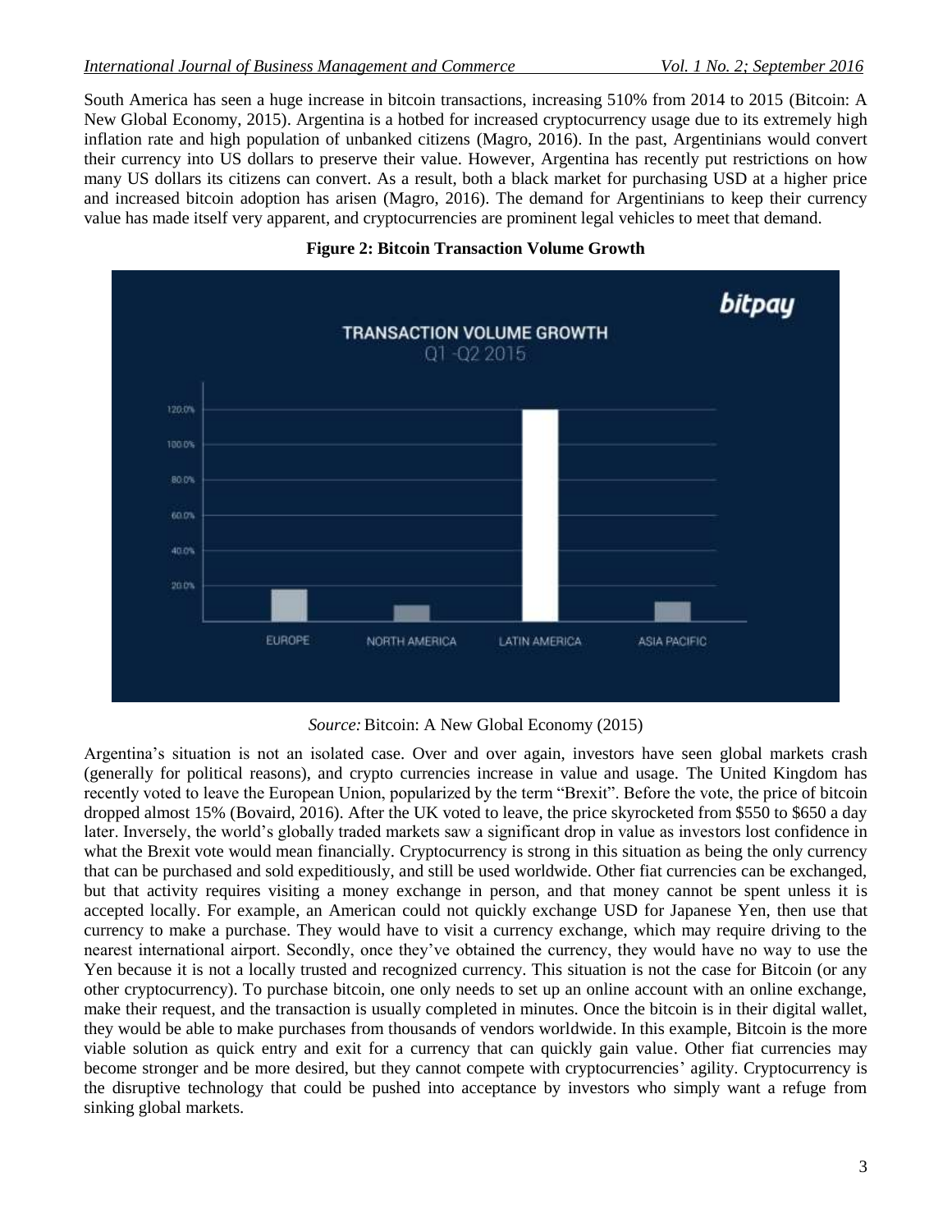South America has seen a huge increase in bitcoin transactions, increasing 510% from 2014 to 2015 (Bitcoin: A New Global Economy, 2015). Argentina is a hotbed for increased cryptocurrency usage due to its extremely high inflation rate and high population of unbanked citizens (Magro, 2016). In the past, Argentinians would convert their currency into US dollars to preserve their value. However, Argentina has recently put restrictions on how many US dollars its citizens can convert. As a result, both a black market for purchasing USD at a higher price and increased bitcoin adoption has arisen (Magro, 2016). The demand for Argentinians to keep their currency value has made itself very apparent, and cryptocurrencies are prominent legal vehicles to meet that demand.

**Figure 2: Bitcoin Transaction Volume Growth**

*Source:* Bitcoin: A New Global Economy (2015)

Argentina's situation is not an isolated case. Over and over again, investors have seen global markets crash (generally for political reasons), and crypto currencies increase in value and usage. The United Kingdom has recently voted to leave the European Union, popularized by the term "Brexit". Before the vote, the price of bitcoin dropped almost 15% (Bovaird, 2016). After the UK voted to leave, the price skyrocketed from \$550 to \$650 a day later. Inversely, the world's globally traded markets saw a significant drop in value as investors lost confidence in what the Brexit vote would mean financially. Cryptocurrency is strong in this situation as being the only currency that can be purchased and sold expeditiously, and still be used worldwide. Other fiat currencies can be exchanged, but that activity requires visiting a money exchange in person, and that money cannot be spent unless it is accepted locally. For example, an American could not quickly exchange USD for Japanese Yen, then use that currency to make a purchase. They would have to visit a currency exchange, which may require driving to the nearest international airport. Secondly, once they've obtained the currency, they would have no way to use the Yen because it is not a locally trusted and recognized currency. This situation is not the case for Bitcoin (or any other cryptocurrency). To purchase bitcoin, one only needs to set up an online account with an online exchange, make their request, and the transaction is usually completed in minutes. Once the bitcoin is in their digital wallet, they would be able to make purchases from thousands of vendors worldwide. In this example, Bitcoin is the more viable solution as quick entry and exit for a currency that can quickly gain value. Other fiat currencies may become stronger and be more desired, but they cannot compete with cryptocurrencies' agility. Cryptocurrency is the disruptive technology that could be pushed into acceptance by investors who simply want a refuge from sinking global markets.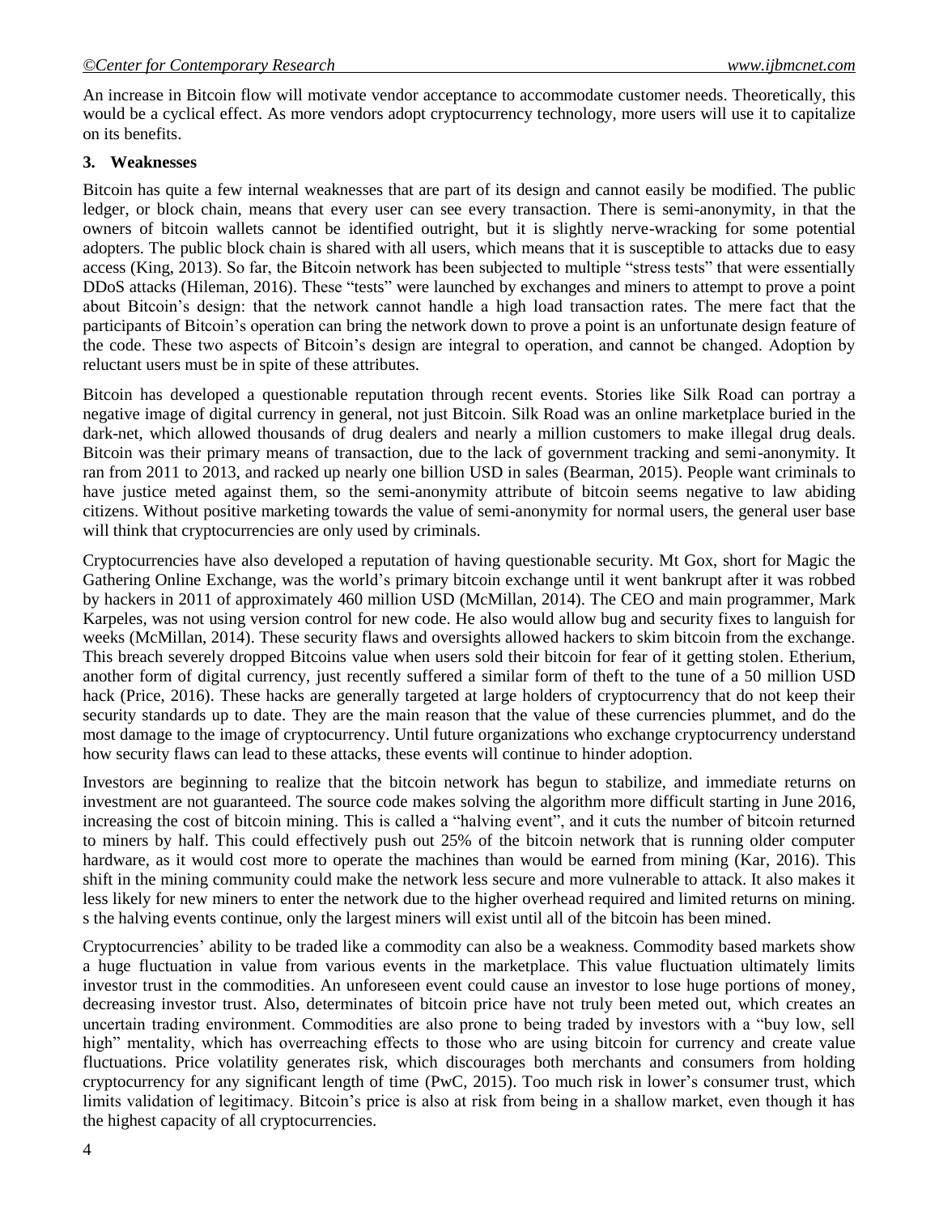An increase in Bitcoin flow will motivate vendor acceptance to accommodate customer needs. Theoretically, this would be a cyclical effect. As more vendors adopt cryptocurrency technology, more users will use it to capitalize on its benefits.

## 3. Weaknesses

Bitcoin has quite a few internal weaknesses that are part of its design and cannot easily be modified. The public ledger, or block chain, means that every user can see every transaction. There is semi-anonymity, in that the owners of bitcoin wallets cannot be identified outright, but it is slightly nerve-wracking for some potential adopters. The public block chain is shared with all users, which means that it is susceptible to attacks due to easy access (King, 2013). So far, the Bitcoin network has been subjected to multiple "stress tests" that were essentially DDoS attacks (Hileman, 2016). These "tests" were launched by exchanges and miners to attempt to prove a point about Bitcoin's design: that the network cannot handle a high load transaction rates. The mere fact that the participants of Bitcoin's operation can bring the network down to prove a point is an unfortunate design feature of the code. These two aspects of Bitcoin's design are integral to operation, and cannot be changed. Adoption by reluctant users must be in spite of these attributes.

Bitcoin has developed a questionable reputation through recent events. Stories like Silk Road can portray a negative image of digital currency in general, not just Bitcoin. Silk Road was an online marketplace buried in the dark-net, which allowed thousands of drug dealers and nearly a million customers to make illegal drug deals. Bitcoin was their primary means of transaction, due to the lack of government tracking and semi-anonymity. It ran from 2011 to 2013, and racked up nearly one billion USD in sales (Bearman, 2015). People want criminals to have justice meted against them, so the semi-anonymity attribute of bitcoin seems negative to law abiding citizens. Without positive marketing towards the value of semi-anonymity for normal users, the general user base will think that cryptocurrencies are only used by criminals.

Cryptocurrencies have also developed a reputation of having questionable security. Mt Gox, short for Magic the Gathering Online Exchange, was the world's primary bitcoin exchange until it went bankrupt after it was robbed by hackers in 2011 of approximately 460 million USD (McMillan, 2014). The CEO and main programmer, Mark Karpeles, was not using version control for new code. He also would allow bug and security fixes to languish for weeks (McMillan, 2014). These security flaws and oversights allowed hackers to skim bitcoin from the exchange. This breach severely dropped Bitcoins value when users sold their bitcoin for fear of it getting stolen. Etherium, another form of digital currency, just recently suffered a similar form of theft to the tune of a 50 million USD hack (Price, 2016). These hacks are generally targeted at large holders of cryptocurrency that do not keep their security standards up to date. They are the main reason that the value of these currencies plummet, and do the most damage to the image of cryptocurrency. Until future organizations who exchange cryptocurrency understand how security flaws can lead to these attacks, these events will continue to hinder adoption.

Investors are beginning to realize that the bitcoin network has begun to stabilize, and immediate returns on investment are not guaranteed. The source code makes solving the algorithm more difficult starting in June 2016, increasing the cost of bitcoin mining. This is called a "halving event", and it cuts the number of bitcoin returned to miners by half. This could effectively push out 25% of the bitcoin network that is running older computer hardware, as it would cost more to operate the machines than would be earned from mining (Kar, 2016). This shift in the mining community could make the network less secure and more vulnerable to attack. It also makes it less likely for new miners to enter the network due to the higher overhead required and limited returns on mining. s the halving events continue, only the largest miners will exist until all of the bitcoin has been mined.

Cryptocurrencies' ability to be traded like a commodity can also be a weakness. Commodity based markets show a huge fluctuation in value from various events in the marketplace. This value fluctuation ultimately limits investor trust in the commodities. An unforeseen event could cause an investor to lose huge portions of money, decreasing investor trust. Also, determinates of bitcoin price have not truly been meted out, which creates an uncertain trading environment. Commodities are also prone to being traded by investors with a "buy low, sell high" mentality, which has overreaching effects to those who are using bitcoin for currency and create value fluctuations. Price volatility generates risk, which discourages both merchants and consumers from holding cryptocurrency for any significant length of time (PwC, 2015). Too much risk in lower's consumer trust, which limits validation of legitimacy. Bitcoin's price is also at risk from being in a shallow market, even though it has the highest capacity of all cryptocurrencies.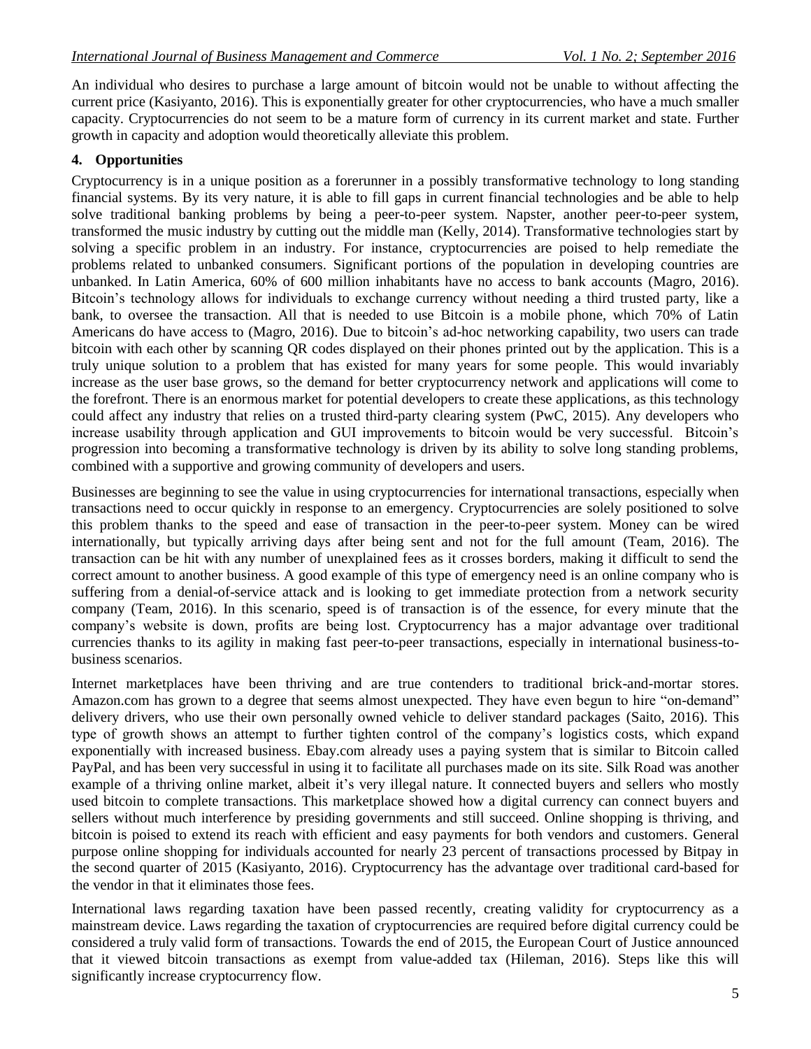An individual who desires to purchase a large amount of bitcoin would not be unable to without affecting the current price (Kasiyanto, 2016). This is exponentially greater for other cryptocurrencies, who have a much smaller capacity. Cryptocurrencies do not seem to be a mature form of currency in its current market and state. Further growth in capacity and adoption would theoretically alleviate this problem.

## 4. Opportunities

Cryptocurrency is in a unique position as a forerunner in a possibly transformative technology to long standing financial systems. By its very nature, it is able to fill gaps in current financial technologies and be able to help solve traditional banking problems by being a peer-to-peer system. Napster, another peer-to-peer system, transformed the music industry by cutting out the middle man (Kelly, 2014). Transformative technologies start by solving a specific problem in an industry. For instance, cryptocurrencies are poised to help remediate the problems related to unbanked consumers. Significant portions of the population in developing countries are unbanked. In Latin America, 60% of 600 million inhabitants have no access to bank accounts (Magro, 2016). Bitcoin's technology allows for individuals to exchange currency without needing a third trusted party, like a bank, to oversee the transaction. All that is needed to use Bitcoin is a mobile phone, which 70% of Latin Americans do have access to (Magro, 2016). Due to bitcoin's ad-hoc networking capability, two users can trade bitcoin with each other by scanning QR codes displayed on their phones printed out by the application. This is a truly unique solution to a problem that has existed for many years for some people. This would invariably increase as the user base grows, so the demand for better cryptocurrency network and applications will come to the forefront. There is an enormous market for potential developers to create these applications, as this technology could affect any industry that relies on a trusted third-party clearing system (PwC, 2015). Any developers who increase usability through application and GUI improvements to bitcoin would be very successful. Bitcoin's progression into becoming a transformative technology is driven by its ability to solve long standing problems, combined with a supportive and growing community of developers and users.

Businesses are beginning to see the value in using cryptocurrencies for international transactions, especially when transactions need to occur quickly in response to an emergency. Cryptocurrencies are solely positioned to solve this problem thanks to the speed and ease of transaction in the peer-to-peer system. Money can be wired internationally, but typically arriving days after being sent and not for the full amount (Team, 2016). The transaction can be hit with any number of unexplained fees as it crosses borders, making it difficult to send the correct amount to another business. A good example of this type of emergency need is an online company who is suffering from a denial-of-service attack and is looking to get immediate protection from a network security company (Team, 2016). In this scenario, speed is of transaction is of the essence, for every minute that the company's website is down, profits are being lost. Cryptocurrency has a major advantage over traditional currencies thanks to its agility in making fast peer-to-peer transactions, especially in international business-to-business scenarios.

Internet marketplaces have been thriving and are true contenders to traditional brick-and-mortar stores. Amazon.com has grown to a degree that seems almost unexpected. They have even begun to hire "on-demand" delivery drivers, who use their own personally owned vehicle to deliver standard packages (Saito, 2016). This type of growth shows an attempt to further tighten control of the company's logistics costs, which expand exponentially with increased business. Ebay.com already uses a paying system that is similar to Bitcoin called PayPal, and has been very successful in using it to facilitate all purchases made on its site. Silk Road was another example of a thriving online market, albeit it's very illegal nature. It connected buyers and sellers who mostly used bitcoin to complete transactions. This marketplace showed how a digital currency can connect buyers and sellers without much interference by presiding governments and still succeed. Online shopping is thriving, and bitcoin is poised to extend its reach with efficient and easy payments for both vendors and customers. General purpose online shopping for individuals accounted for nearly 23 percent of transactions processed by Bitpay in the second quarter of 2015 (Kasiyanto, 2016). Cryptocurrency has the advantage over traditional card-based for the vendor in that it eliminates those fees.

International laws regarding taxation have been passed recently, creating validity for cryptocurrency as a mainstream device. Laws regarding the taxation of cryptocurrencies are required before digital currency could be considered a truly valid form of transactions. Towards the end of 2015, the European Court of Justice announced that it viewed bitcoin transactions as exempt from value-added tax (Hileman, 2016). Steps like this will significantly increase cryptocurrency flow.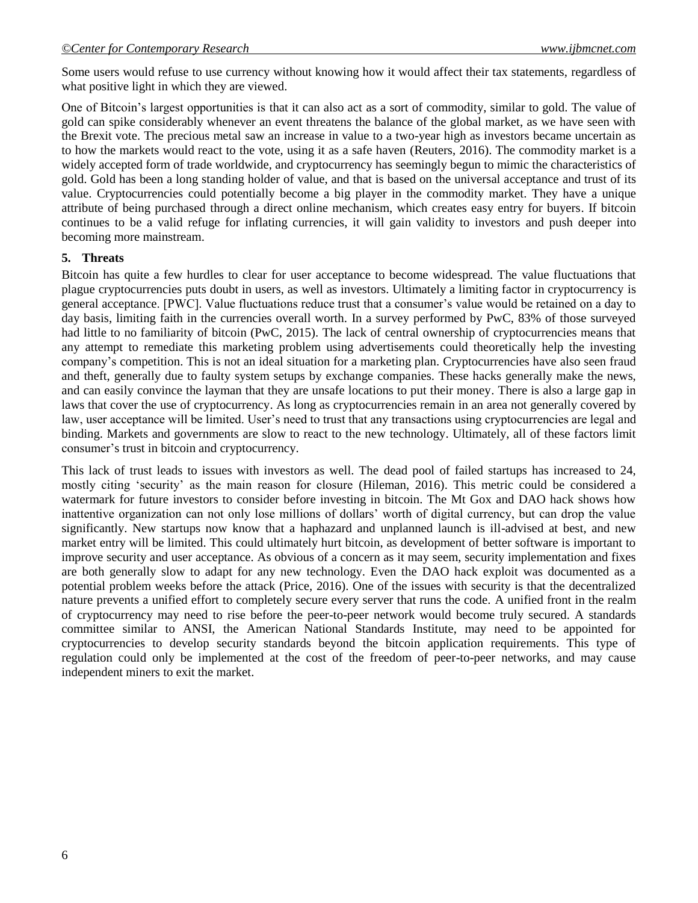Some users would refuse to use currency without knowing how it would affect their tax statements, regardless of what positive light in which they are viewed.

One of Bitcoin's largest opportunities is that it can also act as a sort of commodity, similar to gold. The value of gold can spike considerably whenever an event threatens the balance of the global market, as we have seen with the Brexit vote. The precious metal saw an increase in value to a two-year high as investors became uncertain as to how the markets would react to the vote, using it as a safe haven (Reuters, 2016). The commodity market is a widely accepted form of trade worldwide, and cryptocurrency has seemingly begun to mimic the characteristics of gold. Gold has been a long standing holder of value, and that is based on the universal acceptance and trust of its value. Cryptocurrencies could potentially become a big player in the commodity market. They have a unique attribute of being purchased through a direct online mechanism, which creates easy entry for buyers. If bitcoin continues to be a valid refuge for inflating currencies, it will gain validity to investors and push deeper into becoming more mainstream.

## 5. Threats

Bitcoin has quite a few hurdles to clear for user acceptance to become widespread. The value fluctuations that plague cryptocurrencies puts doubt in users, as well as investors. Ultimately a limiting factor in cryptocurrency is general acceptance. [PWC]. Value fluctuations reduce trust that a consumer's value would be retained on a day to day basis, limiting faith in the currencies overall worth. In a survey performed by PwC, 83% of those surveyed had little to no familiarity of bitcoin (PwC, 2015). The lack of central ownership of cryptocurrencies means that any attempt to remediate this marketing problem using advertisements could theoretically help the investing company's competition. This is not an ideal situation for a marketing plan. Cryptocurrencies have also seen fraud and theft, generally due to faulty system setups by exchange companies. These hacks generally make the news, and can easily convince the layman that they are unsafe locations to put their money. There is also a large gap in laws that cover the use of cryptocurrency. As long as cryptocurrencies remain in an area not generally covered by law, user acceptance will be limited. User's need to trust that any transactions using cryptocurrencies are legal and binding. Markets and governments are slow to react to the new technology. Ultimately, all of these factors limit consumer's trust in bitcoin and cryptocurrency.

This lack of trust leads to issues with investors as well. The dead pool of failed startups has increased to 24, mostly citing 'security' as the main reason for closure (Hileman, 2016). This metric could be considered a watermark for future investors to consider before investing in bitcoin. The Mt Gox and DAO hack shows how inattentive organization can not only lose millions of dollars' worth of digital currency, but can drop the value significantly. New startups now know that a haphazard and unplanned launch is ill-advised at best, and new market entry will be limited. This could ultimately hurt bitcoin, as development of better software is important to improve security and user acceptance. As obvious of a concern as it may seem, security implementation and fixes are both generally slow to adapt for any new technology. Even the DAO hack exploit was documented as a potential problem weeks before the attack (Price, 2016). One of the issues with security is that the decentralized nature prevents a unified effort to completely secure every server that runs the code. A unified front in the realm of cryptocurrency may need to rise before the peer-to-peer network would become truly secured. A standards committee similar to ANSI, the American National Standards Institute, may need to be appointed for cryptocurrencies to develop security standards beyond the bitcoin application requirements. This type of regulation could only be implemented at the cost of the freedom of peer-to-peer networks, and may cause independent miners to exit the market.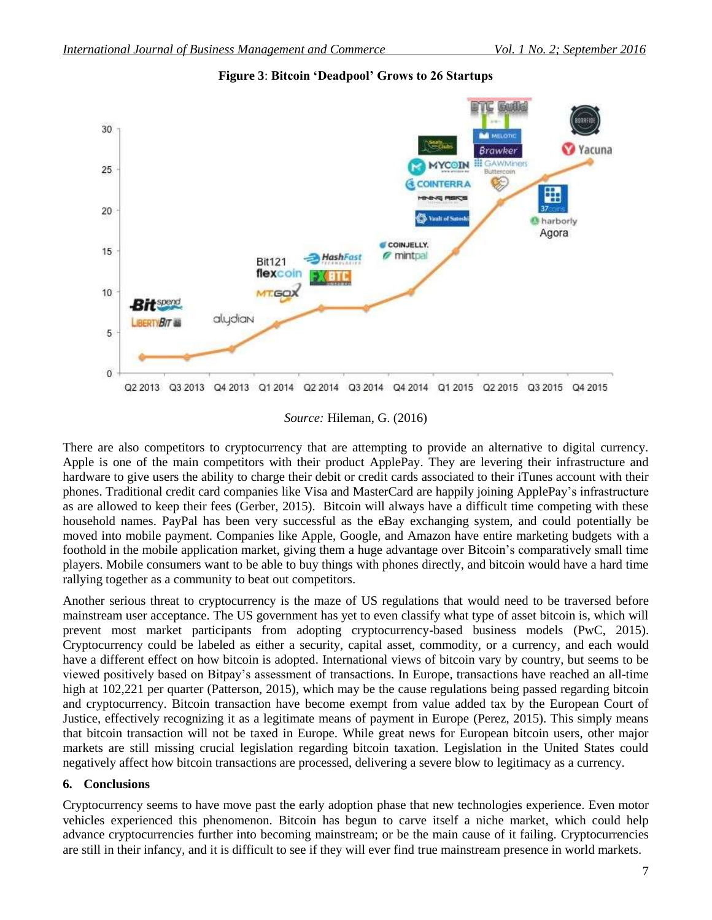**Figure 3**: **Bitcoin 'Deadpool' Grows to 26 Startups**

*Source:* Hileman, G. (2016)

There are also competitors to cryptocurrency that are attempting to provide an alternative to digital currency. Apple is one of the main competitors with their product ApplePay. They are levering their infrastructure and hardware to give users the ability to charge their debit or credit cards associated to their iTunes account with their phones. Traditional credit card companies like Visa and MasterCard are happily joining ApplePay's infrastructure as are allowed to keep their fees (Gerber, 2015). Bitcoin will always have a difficult time competing with these household names. PayPal has been very successful as the eBay exchanging system, and could potentially be moved into mobile payment. Companies like Apple, Google, and Amazon have entire marketing budgets with a foothold in the mobile application market, giving them a huge advantage over Bitcoin's comparatively small time players. Mobile consumers want to be able to buy things with phones directly, and bitcoin would have a hard time rallying together as a community to beat out competitors.

Another serious threat to cryptocurrency is the maze of US regulations that would need to be traversed before mainstream user acceptance. The US government has yet to even classify what type of asset bitcoin is, which will prevent most market participants from adopting cryptocurrency-based business models (PwC, 2015). Cryptocurrency could be labeled as either a security, capital asset, commodity, or a currency, and each would have a different effect on how bitcoin is adopted. International views of bitcoin vary by country, but seems to be viewed positively based on Bitpay's assessment of transactions. In Europe, transactions have reached an all-time high at 102,221 per quarter (Patterson, 2015), which may be the cause regulations being passed regarding bitcoin and cryptocurrency. Bitcoin transaction have become exempt from value added tax by the European Court of Justice, effectively recognizing it as a legitimate means of payment in Europe (Perez, 2015). This simply means that bitcoin transaction will not be taxed in Europe. While great news for European bitcoin users, other major markets are still missing crucial legislation regarding bitcoin taxation. Legislation in the United States could negatively affect how bitcoin transactions are processed, delivering a severe blow to legitimacy as a currency.

## 6. Conclusions

Cryptocurrency seems to have move past the early adoption phase that new technologies experience. Even motor vehicles experienced this phenomenon. Bitcoin has begun to carve itself a niche market, which could help advance cryptocurrencies further into becoming mainstream; or be the main cause of it failing. Cryptocurrencies are still in their infancy, and it is difficult to see if they will ever find true mainstream presence in world markets.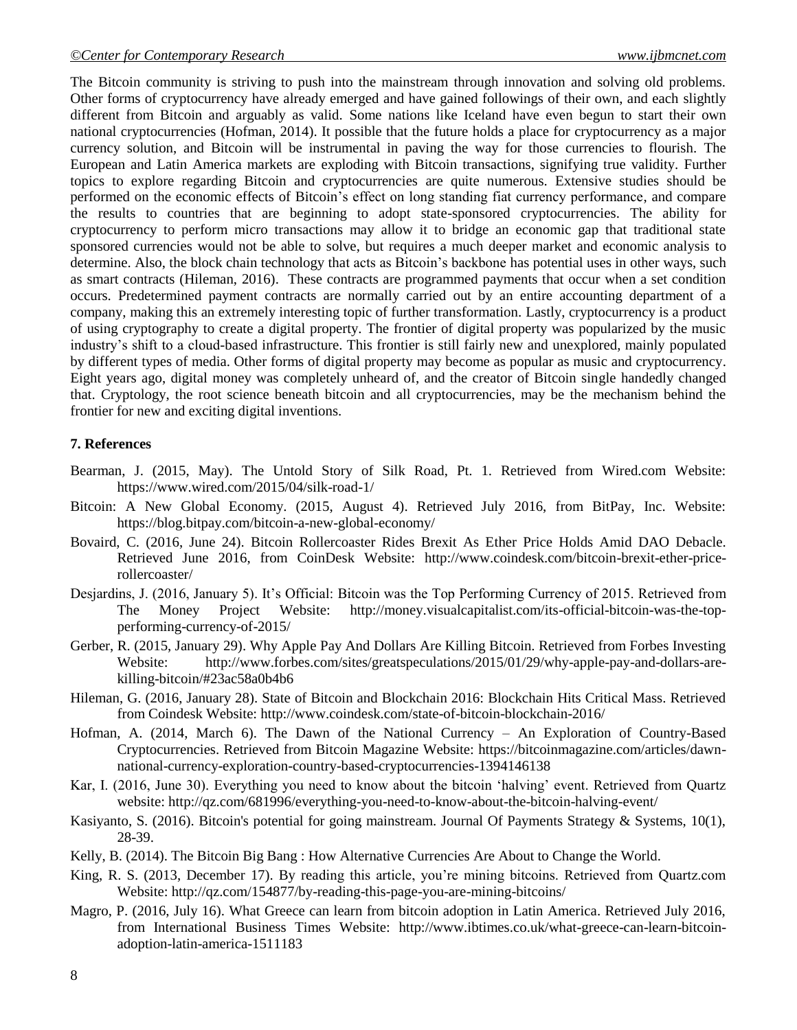The Bitcoin community is striving to push into the mainstream through innovation and solving old problems. Other forms of cryptocurrency have already emerged and have gained followings of their own, and each slightly different from Bitcoin and arguably as valid. Some nations like Iceland have even begun to start their own national cryptocurrencies (Hofman, 2014). It possible that the future holds a place for cryptocurrency as a major currency solution, and Bitcoin will be instrumental in paving the way for those currencies to flourish. The European and Latin America markets are exploding with Bitcoin transactions, signifying true validity. Further topics to explore regarding Bitcoin and cryptocurrencies are quite numerous. Extensive studies should be performed on the economic effects of Bitcoin's effect on long standing fiat currency performance, and compare the results to countries that are beginning to adopt state-sponsored cryptocurrencies. The ability for cryptocurrency to perform micro transactions may allow it to bridge an economic gap that traditional state sponsored currencies would not be able to solve, but requires a much deeper market and economic analysis to determine. Also, the block chain technology that acts as Bitcoin's backbone has potential uses in other ways, such as smart contracts (Hileman, 2016). These contracts are programmed payments that occur when a set condition occurs. Predetermined payment contracts are normally carried out by an entire accounting department of a company, making this an extremely interesting topic of further transformation. Lastly, cryptocurrency is a product of using cryptography to create a digital property. The frontier of digital property was popularized by the music industry's shift to a cloud-based infrastructure. This frontier is still fairly new and unexplored, mainly populated by different types of media. Other forms of digital property may become as popular as music and cryptocurrency. Eight years ago, digital money was completely unheard of, and the creator of Bitcoin single handedly changed that. Cryptology, the root science beneath bitcoin and all cryptocurrencies, may be the mechanism behind the frontier for new and exciting digital inventions.

## 7. References

Bearman, J. (2015, May). The Untold Story of Silk Road, Pt. 1. Retrieved from Wired.com Website: https://www.wired.com/2015/04/silk-road-1/

Bitcoin: A New Global Economy. (2015, August 4). Retrieved July 2016, from BitPay, Inc. Website: https://blog.bitpay.com/bitcoin-a-new-global-economy/

Bovaird, C. (2016, June 24). Bitcoin Rollercoaster Rides Brexit As Ether Price Holds Amid DAO Debacle. Retrieved June 2016, from CoinDesk Website: http://www.coindesk.com/bitcoin-brexit-ether-price-rollercoaster/

Desjardins, J. (2016, January 5). It's Official: Bitcoin was the Top Performing Currency of 2015. Retrieved from The Money Project Website: http://money.visualcapitalist.com/its-official-bitcoin-was-the-top-performing-currency-of-2015/

Gerber, R. (2015, January 29). Why Apple Pay And Dollars Are Killing Bitcoin. Retrieved from Forbes Investing Website: http://www.forbes.com/sites/greatspeculations/2015/01/29/why-apple-pay-and-dollars-are-killing-bitcoin/#23ac58a0b4b6

Hileman, G. (2016, January 28). State of Bitcoin and Blockchain 2016: Blockchain Hits Critical Mass. Retrieved from Coindesk Website: http://www.coindesk.com/state-of-bitcoin-blockchain-2016/

Hofman, A. (2014, March 6). The Dawn of the National Currency – An Exploration of Country-Based Cryptocurrencies. Retrieved from Bitcoin Magazine Website: https://bitcoinmagazine.com/articles/dawn-national-currency-exploration-country-based-cryptocurrencies-1394146138

Kar, I. (2016, June 30). Everything you need to know about the bitcoin 'halving' event. Retrieved from Quartz website: http://qz.com/681996/everything-you-need-to-know-about-the-bitcoin-halving-event/

Kasiyanto, S. (2016). Bitcoin's potential for going mainstream. Journal Of Payments Strategy & Systems, 10(1), 28-39.

Kelly, B. (2014). The Bitcoin Big Bang : How Alternative Currencies Are About to Change the World.

King, R. S. (2013, December 17). By reading this article, you're mining bitcoins. Retrieved from Quartz.com Website: http://qz.com/154877/by-reading-this-page-you-are-mining-bitcoins/

Magro, P. (2016, July 16). What Greece can learn from bitcoin adoption in Latin America. Retrieved July 2016, from International Business Times Website: http://www.ibtimes.co.uk/what-greece-can-learn-bitcoin-adoption-latin-america-1511183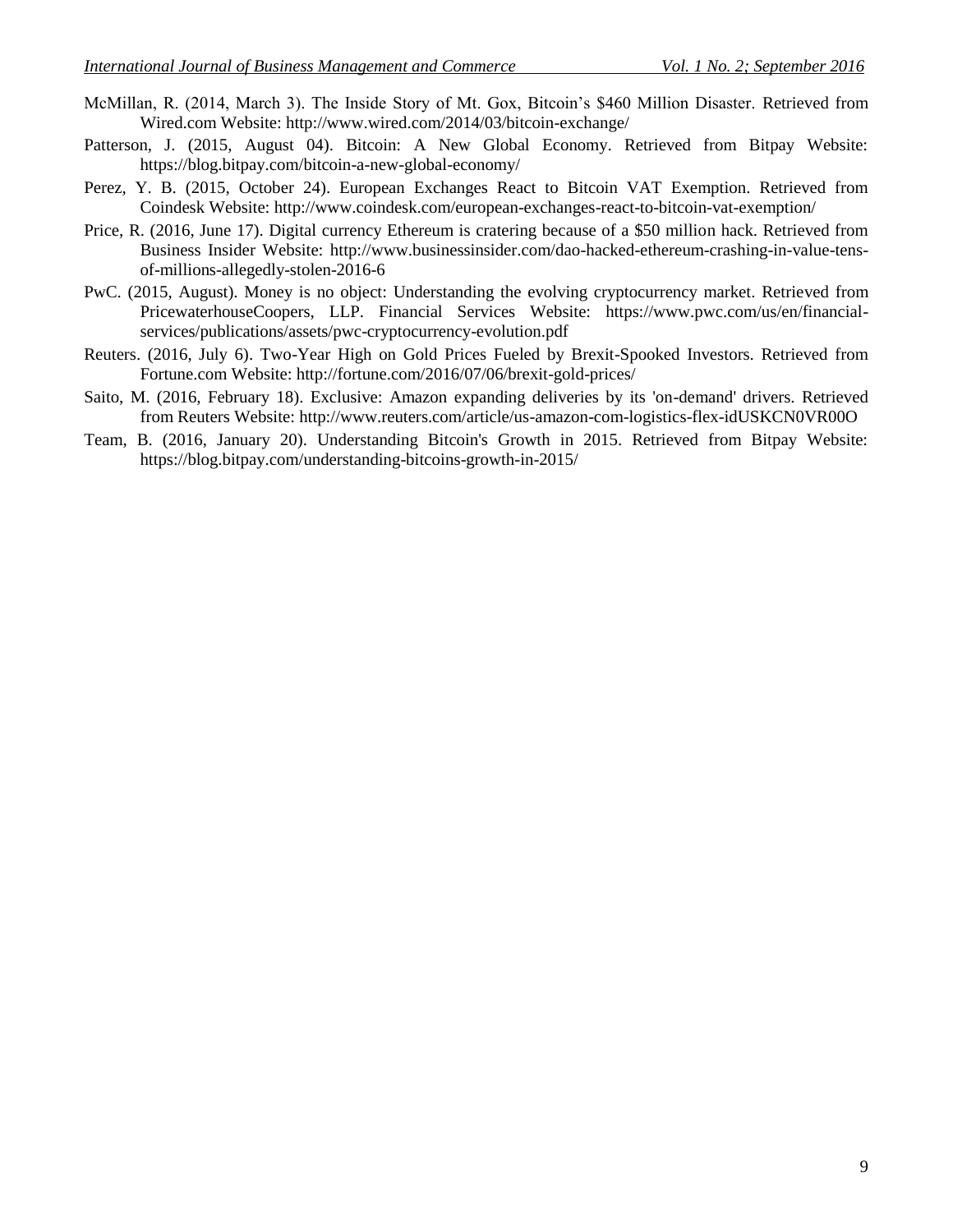McMillan, R. (2014, March 3). The Inside Story of Mt. Gox, Bitcoin's $460 Million Disaster. Retrieved from Wired.com Website: http://www.wired.com/2014/03/bitcoin-exchange/

Patterson, J. (2015, August 04). Bitcoin: A New Global Economy. Retrieved from Bitpay Website: https://blog.bitpay.com/bitcoin-a-new-global-economy/

Perez, Y. B. (2015, October 24). European Exchanges React to Bitcoin VAT Exemption. Retrieved from Coindesk Website: http://www.coindesk.com/european-exchanges-react-to-bitcoin-vat-exemption/

Price, R. (2016, June 17). Digital currency Ethereum is cratering because of a $50 million hack. Retrieved from Business Insider Website: http://www.businessinsider.com/dao-hacked-ethereum-crashing-in-value-tens-of-millions-allegedly-stolen-2016-6

PwC. (2015, August). Money is no object: Understanding the evolving cryptocurrency market. Retrieved from PricewaterhouseCoopers, LLP. Financial Services Website: https://www.pwc.com/us/en/financial-services/publications/assets/pwc-cryptocurrency-evolution.pdf

Reuters. (2016, July 6). Two-Year High on Gold Prices Fueled by Brexit-Spooked Investors. Retrieved from Fortune.com Website: http://fortune.com/2016/07/06/brexit-gold-prices/

Saito, M. (2016, February 18). Exclusive: Amazon expanding deliveries by its 'on-demand' drivers. Retrieved from Reuters Website: http://www.reuters.com/article/us-amazon-com-logistics-flex-idUSKCN0VR00O

Team, B. (2016, January 20). Understanding Bitcoin's Growth in 2015. Retrieved from Bitpay Website: https://blog.bitpay.com/understanding-bitcoins-growth-in-2015/